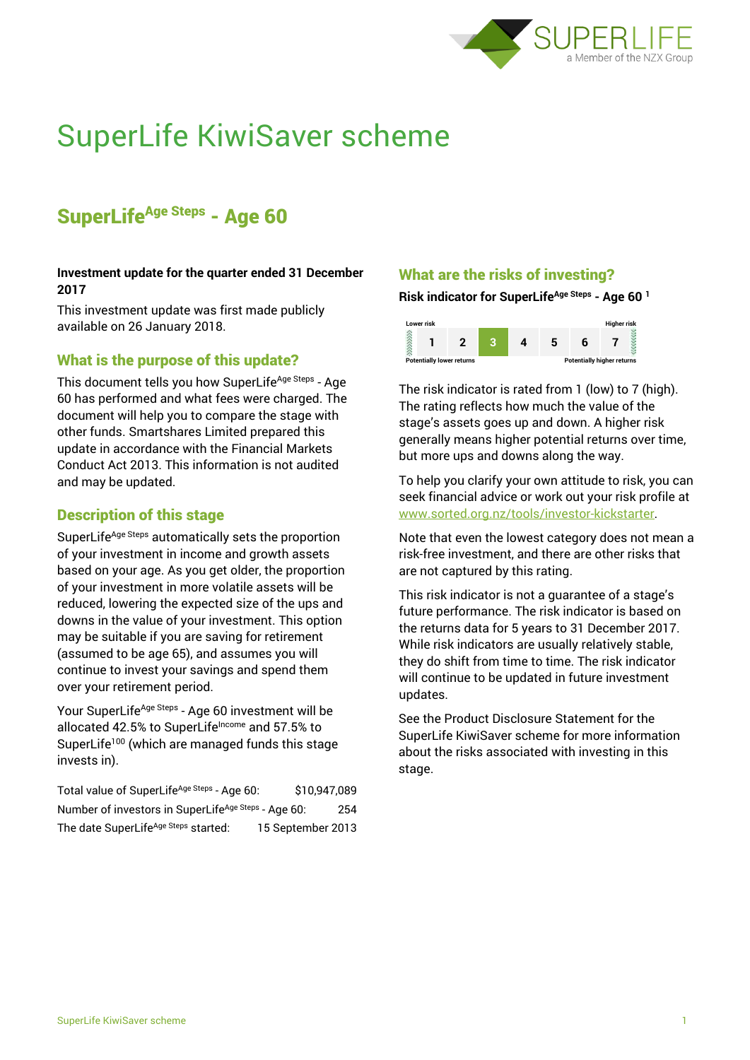# SuperLife KiwiSaver scheme

## SuperLife[Age Steps] - Age 60

**Investment update for the quarter ended 31 December 2017**

This investment update was first made publicly available on 26 January 2018.

### What is the purpose of this update?

This document tells you how SuperLife[Age Steps] - Age 60 has performed and what fees were charged. The document will help you to compare the stage with other funds. Smartshares Limited prepared this update in accordance with the Financial Markets Conduct Act 2013. This information is not audited and may be updated.

### Description of this stage

SuperLife[Age Steps] automatically sets the proportion of your investment in income and growth assets based on your age. As you get older, the proportion of your investment in more volatile assets will be reduced, lowering the expected size of the ups and downs in the value of your investment. This option may be suitable if you are saving for retirement (assumed to be age 65), and assumes you will continue to invest your savings and spend them over your retirement period.

Your SuperLife[Age Steps] - Age 60 investment will be allocated 42.5% to SuperLife[Income] and 57.5% to SuperLife[100] (which are managed funds this stage invests in).

| | |
|---|---|
| Total value of SuperLife[Age Steps] - Age 60: | $10,947,089 |
| Number of investors in SuperLife[Age Steps] - Age 60: | 254 |
| The date SuperLife[Age Steps] started: | 15 September 2013 |

### What are the risks of investing?

**Risk indicator for SuperLife[Age Steps] - Age 60 [1]**

| Lower risk | | | | | | Higher risk |
|---|---|---|---|---|---|---|
| 1 | 2 | **3** | 4 | 5 | 6 | 7 |
| Potentially lower returns | | | | | | Potentially higher returns |

The risk indicator is rated from 1 (low) to 7 (high). The rating reflects how much the value of the stage's assets goes up and down. A higher risk generally means higher potential returns over time, but more ups and downs along the way.

To help you clarify your own attitude to risk, you can seek financial advice or work out your risk profile at www.sorted.org.nz/tools/investor-kickstarter.

Note that even the lowest category does not mean a risk-free investment, and there are other risks that are not captured by this rating.

This risk indicator is not a guarantee of a stage's future performance. The risk indicator is based on the returns data for 5 years to 31 December 2017. While risk indicators are usually relatively stable, they do shift from time to time. The risk indicator will continue to be updated in future investment updates.

See the Product Disclosure Statement for the SuperLife KiwiSaver scheme for more information about the risks associated with investing in this stage.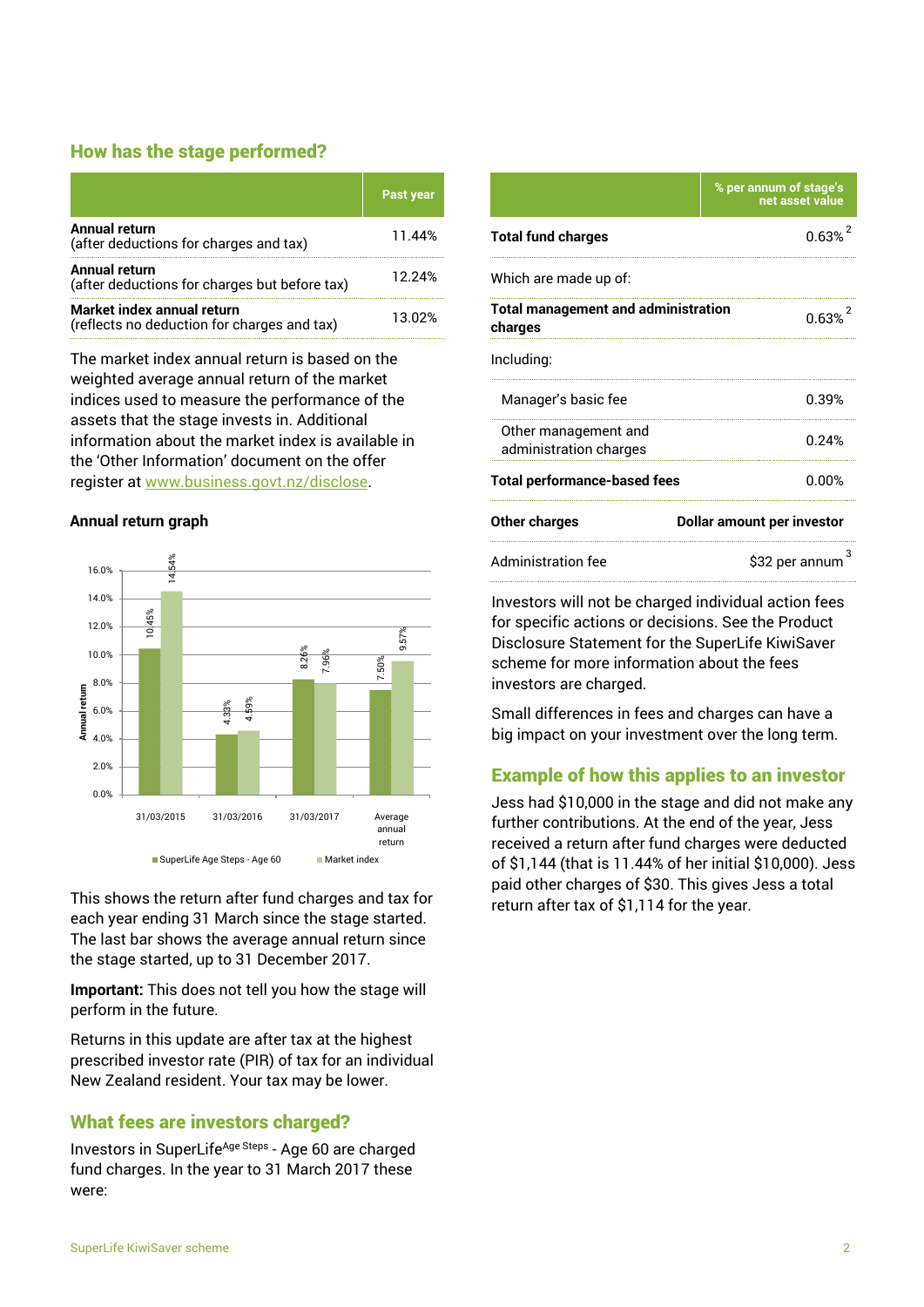## How has the stage performed?

| | Past year |
|---|---|
| **Annual return** (after deductions for charges and tax) | 11.44% |
| **Annual return** (after deductions for charges but before tax) | 12.24% |
| **Market index annual return** (reflects no deduction for charges and tax) | 13.02% |

The market index annual return is based on the weighted average annual return of the market indices used to measure the performance of the assets that the stage invests in. Additional information about the market index is available in the 'Other Information' document on the offer register at www.business.govt.nz/disclose.

### Annual return graph

| | SuperLife Age Steps - Age 60 | Market index |
|---|---|---|
| 31/03/2015 | 10.45% | 14.54% |
| 31/03/2016 | 4.33% | 4.59% |
| 31/03/2017 | 8.26% | 7.96% |
| Average annual return | 7.50% | 9.57% |

This shows the return after fund charges and tax for each year ending 31 March since the stage started. The last bar shows the average annual return since the stage started, up to 31 December 2017.

**Important:** This does not tell you how the stage will perform in the future.

Returns in this update are after tax at the highest prescribed investor rate (PIR) of tax for an individual New Zealand resident. Your tax may be lower.

## What fees are investors charged?

Investors in SuperLife[Age Steps] - Age 60 are charged fund charges. In the year to 31 March 2017 these were:

| | % per annum of stage's net asset value |
|---|---|
| **Total fund charges** | 0.63% [2] |
| Which are made up of: | |
| **Total management and administration charges** | 0.63% [2] |
| Including: | |
| Manager's basic fee | 0.39% |
| Other management and administration charges | 0.24% |
| **Total performance-based fees** | 0.00% |
| **Other charges** | **Dollar amount per investor** |
| Administration fee | $32 per annum [3] |

Investors will not be charged individual action fees for specific actions or decisions. See the Product Disclosure Statement for the SuperLife KiwiSaver scheme for more information about the fees investors are charged.

Small differences in fees and charges can have a big impact on your investment over the long term.

## Example of how this applies to an investor

Jess had $10,000 in the stage and did not make any further contributions. At the end of the year, Jess received a return after fund charges were deducted of $1,144 (that is 11.44% of her initial $10,000). Jess paid other charges of $30. This gives Jess a total return after tax of $1,114 for the year.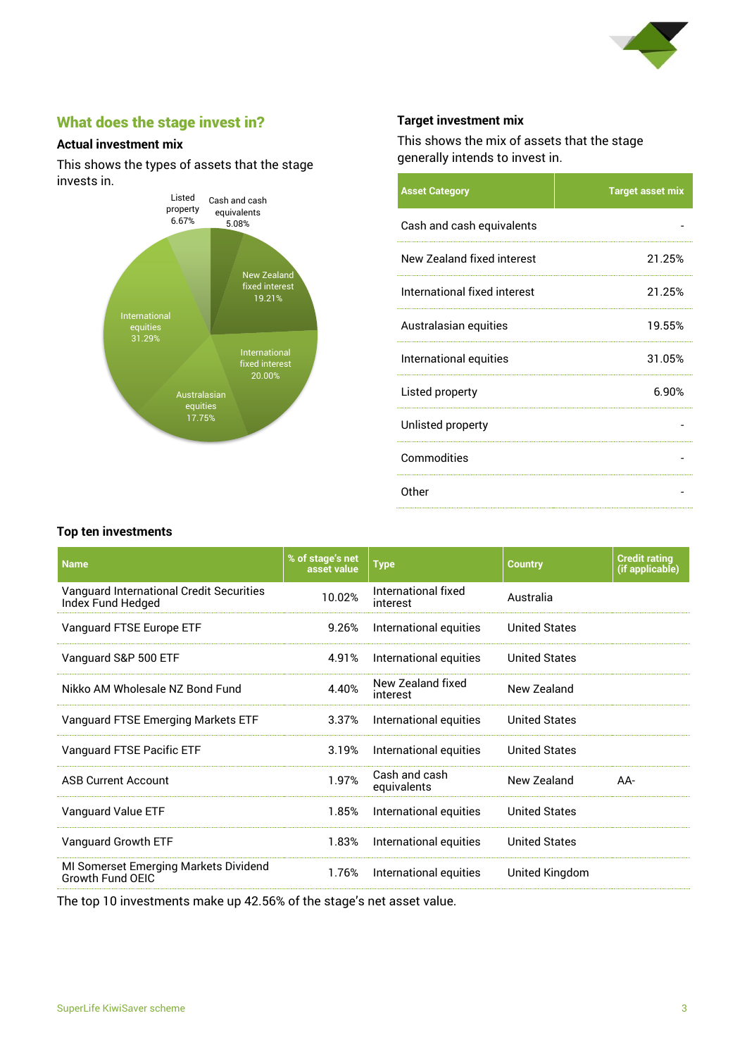## What does the stage invest in?

### Actual investment mix

This shows the types of assets that the stage invests in.

Listed property 6.67%

Cash and cash equivalents 5.08%

New Zealand fixed interest 19.21%

International fixed interest 20.00%

Australasian equities 17.75%

International equities 31.29%

### Target investment mix

This shows the mix of assets that the stage generally intends to invest in.

| Asset Category | Target asset mix |
|---|---|
| Cash and cash equivalents | - |
| New Zealand fixed interest | 21.25% |
| International fixed interest | 21.25% |
| Australasian equities | 19.55% |
| International equities | 31.05% |
| Listed property | 6.90% |
| Unlisted property | - |
| Commodities | - |
| Other | - |

### Top ten investments

| Name | % of stage's net asset value | Type | Country | Credit rating (if applicable) |
|---|---|---|---|---|
| Vanguard International Credit Securities Index Fund Hedged | 10.02% | International fixed interest | Australia | |
| Vanguard FTSE Europe ETF | 9.26% | International equities | United States | |
| Vanguard S&P 500 ETF | 4.91% | International equities | United States | |
| Nikko AM Wholesale NZ Bond Fund | 4.40% | New Zealand fixed interest | New Zealand | |
| Vanguard FTSE Emerging Markets ETF | 3.37% | International equities | United States | |
| Vanguard FTSE Pacific ETF | 3.19% | International equities | United States | |
| ASB Current Account | 1.97% | Cash and cash equivalents | New Zealand | AA- |
| Vanguard Value ETF | 1.85% | International equities | United States | |
| Vanguard Growth ETF | 1.83% | International equities | United States | |
| MI Somerset Emerging Markets Dividend Growth Fund OEIC | 1.76% | International equities | United Kingdom | |

The top 10 investments make up 42.56% of the stage's net asset value.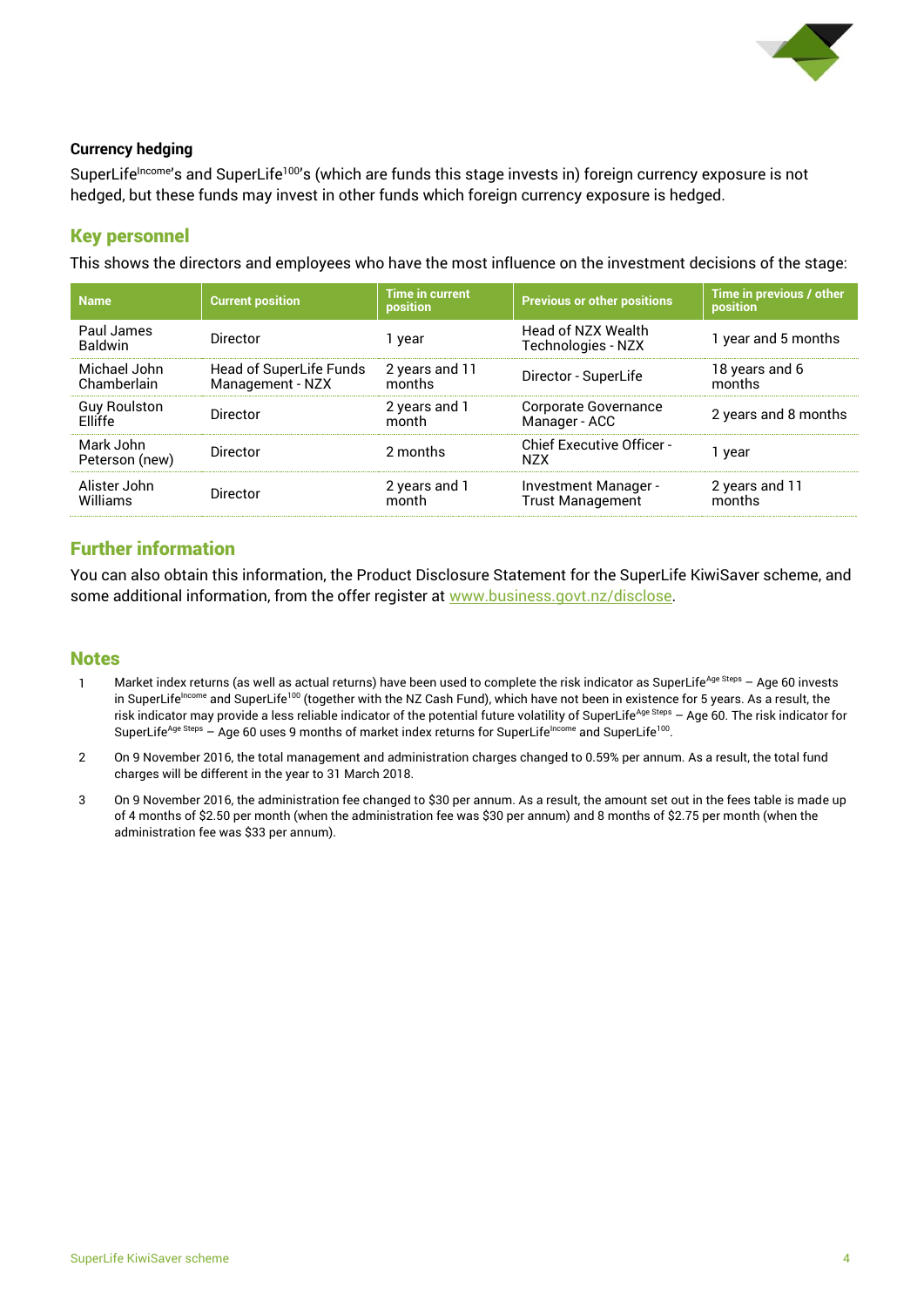**Currency hedging**

SuperLife^Income's and SuperLife^100's (which are funds this stage invests in) foreign currency exposure is not hedged, but these funds may invest in other funds which foreign currency exposure is hedged.

## Key personnel

This shows the directors and employees who have the most influence on the investment decisions of the stage:

| Name | Current position | Time in current position | Previous or other positions | Time in previous / other position |
|---|---|---|---|---|
| Paul James Baldwin | Director | 1 year | Head of NZX Wealth Technologies - NZX | 1 year and 5 months |
| Michael John Chamberlain | Head of SuperLife Funds Management - NZX | 2 years and 11 months | Director - SuperLife | 18 years and 6 months |
| Guy Roulston Elliffe | Director | 2 years and 1 month | Corporate Governance Manager - ACC | 2 years and 8 months |
| Mark John Peterson (new) | Director | 2 months | Chief Executive Officer - NZX | 1 year |
| Alister John Williams | Director | 2 years and 1 month | Investment Manager - Trust Management | 2 years and 11 months |

## Further information

You can also obtain this information, the Product Disclosure Statement for the SuperLife KiwiSaver scheme, and some additional information, from the offer register at www.business.govt.nz/disclose.

## Notes

1. Market index returns (as well as actual returns) have been used to complete the risk indicator as SuperLife^Age Steps – Age 60 invests in SuperLife^Income and SuperLife^100 (together with the NZ Cash Fund), which have not been in existence for 5 years. As a result, the risk indicator may provide a less reliable indicator of the potential future volatility of SuperLife^Age Steps – Age 60. The risk indicator for SuperLife^Age Steps – Age 60 uses 9 months of market index returns for SuperLife^Income and SuperLife^100.
2. On 9 November 2016, the total management and administration charges changed to 0.59% per annum. As a result, the total fund charges will be different in the year to 31 March 2018.
3. On 9 November 2016, the administration fee changed to $30 per annum. As a result, the amount set out in the fees table is made up of 4 months of $2.50 per month (when the administration fee was $30 per annum) and 8 months of $2.75 per month (when the administration fee was $33 per annum).